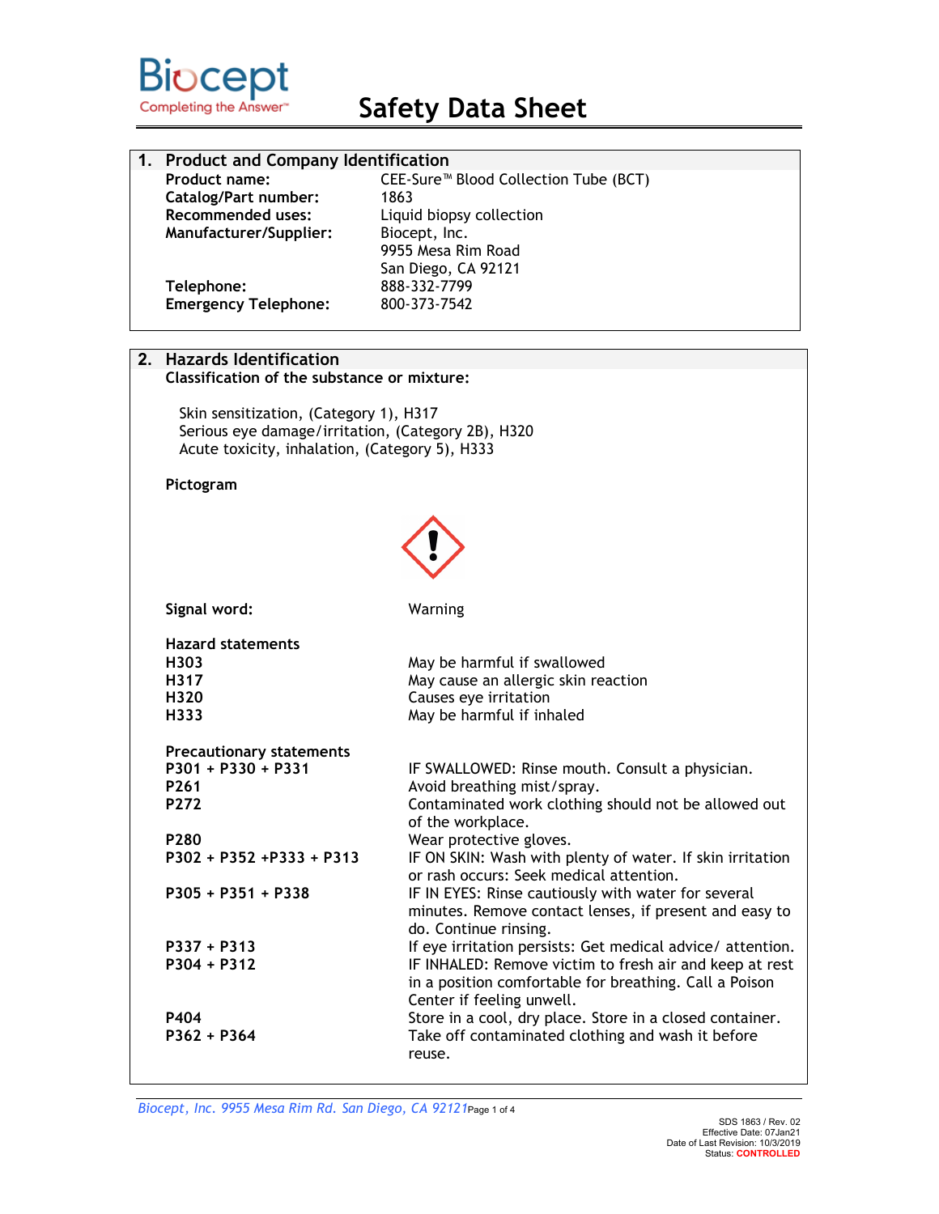# Safety Data Sheet

## 1. Product and Company Identification

| | |
|---|---|
| **Product name:** | CEE-Sure™ Blood Collection Tube (BCT) |
| **Catalog/Part number:** | 1863 |
| **Recommended uses:** | Liquid biopsy collection |
| **Manufacturer/Supplier:** | Biocept, Inc.<br>9955 Mesa Rim Road<br>San Diego, CA 92121 |
| **Telephone:** | 888-332-7799 |
| **Emergency Telephone:** | 800-373-7542 |

## 2. Hazards Identification

**Classification of the substance or mixture:**

Skin sensitization, (Category 1), H317
Serious eye damage/irritation, (Category 2B), H320
Acute toxicity, inhalation, (Category 5), H333

**Pictogram**

**Signal word:** Warning

**Hazard statements**

| | |
|---|---|
| **H303** | May be harmful if swallowed |
| **H317** | May cause an allergic skin reaction |
| **H320** | Causes eye irritation |
| **H333** | May be harmful if inhaled |

**Precautionary statements**

| | |
|---|---|
| **P301 + P330 + P331** | IF SWALLOWED: Rinse mouth. Consult a physician. |
| **P261** | Avoid breathing mist/spray. |
| **P272** | Contaminated work clothing should not be allowed out of the workplace. |
| **P280** | Wear protective gloves. |
| **P302 + P352 +P333 + P313** | IF ON SKIN: Wash with plenty of water. If skin irritation or rash occurs: Seek medical attention. |
| **P305 + P351 + P338** | IF IN EYES: Rinse cautiously with water for several minutes. Remove contact lenses, if present and easy to do. Continue rinsing. |
| **P337 + P313** | If eye irritation persists: Get medical advice/ attention. |
| **P304 + P312** | IF INHALED: Remove victim to fresh air and keep at rest in a position comfortable for breathing. Call a Poison Center if feeling unwell. |
| **P404** | Store in a cool, dry place. Store in a closed container. |
| **P362 + P364** | Take off contaminated clothing and wash it before reuse. |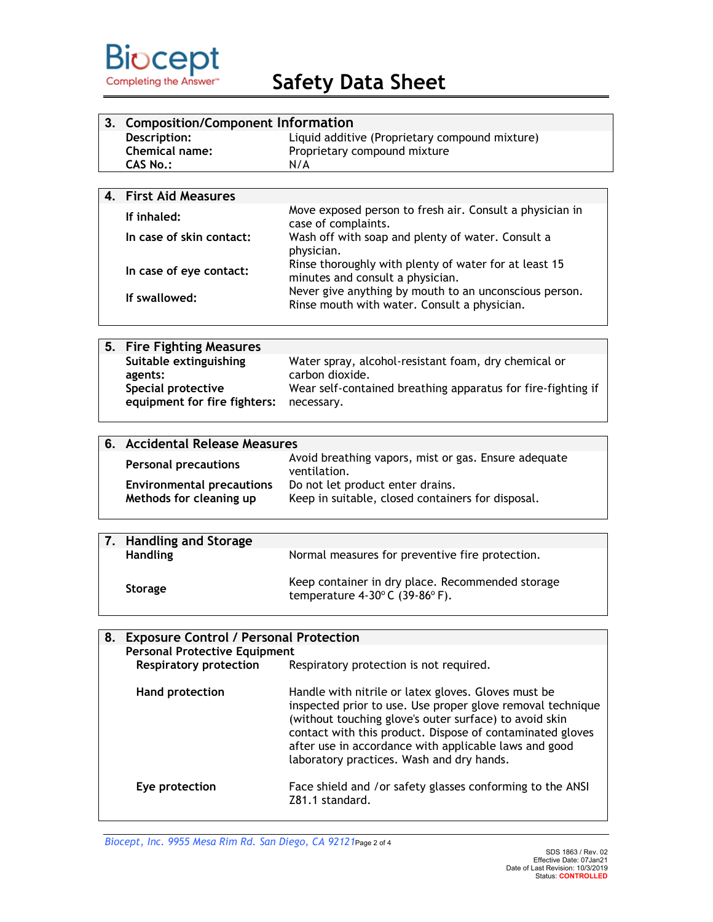## 3. Composition/Component Information

| | |
|---|---|
| **Description:** | Liquid additive (Proprietary compound mixture) |
| **Chemical name:** | Proprietary compound mixture |
| **CAS No.:** | N/A |

## 4. First Aid Measures

| | |
|---|---|
| **If inhaled:** | Move exposed person to fresh air. Consult a physician in case of complaints. |
| **In case of skin contact:** | Wash off with soap and plenty of water. Consult a physician. |
| **In case of eye contact:** | Rinse thoroughly with plenty of water for at least 15 minutes and consult a physician. |
| **If swallowed:** | Never give anything by mouth to an unconscious person. Rinse mouth with water. Consult a physician. |

## 5. Fire Fighting Measures

| | |
|---|---|
| **Suitable extinguishing agents:** | Water spray, alcohol-resistant foam, dry chemical or carbon dioxide. |
| **Special protective equipment for fire fighters:** | Wear self-contained breathing apparatus for fire-fighting if necessary. |

## 6. Accidental Release Measures

| | |
|---|---|
| **Personal precautions** | Avoid breathing vapors, mist or gas. Ensure adequate ventilation. |
| **Environmental precautions** | Do not let product enter drains. |
| **Methods for cleaning up** | Keep in suitable, closed containers for disposal. |

## 7. Handling and Storage

| | |
|---|---|
| **Handling** | Normal measures for preventive fire protection. |
| **Storage** | Keep container in dry place. Recommended storage temperature 4-30º C (39-86º F). |

## 8. Exposure Control / Personal Protection

**Personal Protective Equipment**

| | |
|---|---|
| **Respiratory protection** | Respiratory protection is not required. |
| **Hand protection** | Handle with nitrile or latex gloves. Gloves must be inspected prior to use. Use proper glove removal technique (without touching glove's outer surface) to avoid skin contact with this product. Dispose of contaminated gloves after use in accordance with applicable laws and good laboratory practices. Wash and dry hands. |
| **Eye protection** | Face shield and /or safety glasses conforming to the ANSI Z81.1 standard. |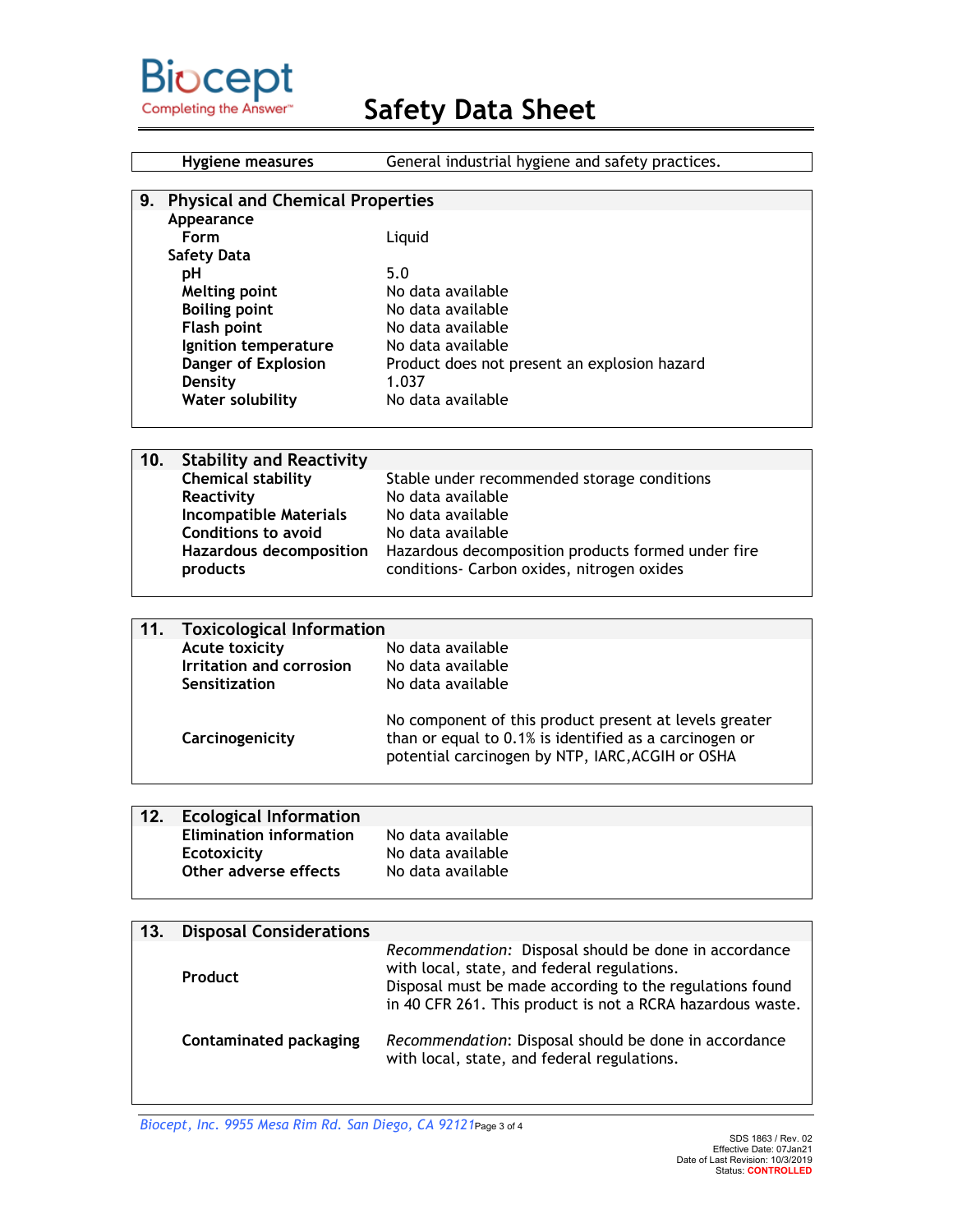| Hygiene measures | General industrial hygiene and safety practices. |
|---|---|

## 9. Physical and Chemical Properties

| | |
|---|---|
| **Appearance** | |
| **Form** | Liquid |
| **Safety Data** | |
| **pH** | 5.0 |
| **Melting point** | No data available |
| **Boiling point** | No data available |
| **Flash point** | No data available |
| **Ignition temperature** | No data available |
| **Danger of Explosion** | Product does not present an explosion hazard |
| **Density** | 1.037 |
| **Water solubility** | No data available |

## 10. Stability and Reactivity

| | |
|---|---|
| **Chemical stability** | Stable under recommended storage conditions |
| **Reactivity** | No data available |
| **Incompatible Materials** | No data available |
| **Conditions to avoid** | No data available |
| **Hazardous decomposition products** | Hazardous decomposition products formed under fire conditions- Carbon oxides, nitrogen oxides |

## 11. Toxicological Information

| | |
|---|---|
| **Acute toxicity** | No data available |
| **Irritation and corrosion** | No data available |
| **Sensitization** | No data available |
| **Carcinogenicity** | No component of this product present at levels greater than or equal to 0.1% is identified as a carcinogen or potential carcinogen by NTP, IARC,ACGIH or OSHA |

## 12. Ecological Information

| | |
|---|---|
| **Elimination information** | No data available |
| **Ecotoxicity** | No data available |
| **Other adverse effects** | No data available |

## 13. Disposal Considerations

| | |
|---|---|
| **Product** | *Recommendation:* Disposal should be done in accordance with local, state, and federal regulations. Disposal must be made according to the regulations found in 40 CFR 261. This product is not a RCRA hazardous waste. |
| **Contaminated packaging** | *Recommendation*: Disposal should be done in accordance with local, state, and federal regulations. |

*Biocept, Inc. 9955 Mesa Rim Rd. San Diego, CA 92121*

SDS 1863 / Rev. 02
Effective Date: 07Jan21
Date of Last Revision: 10/3/2019
Status: CONTROLLED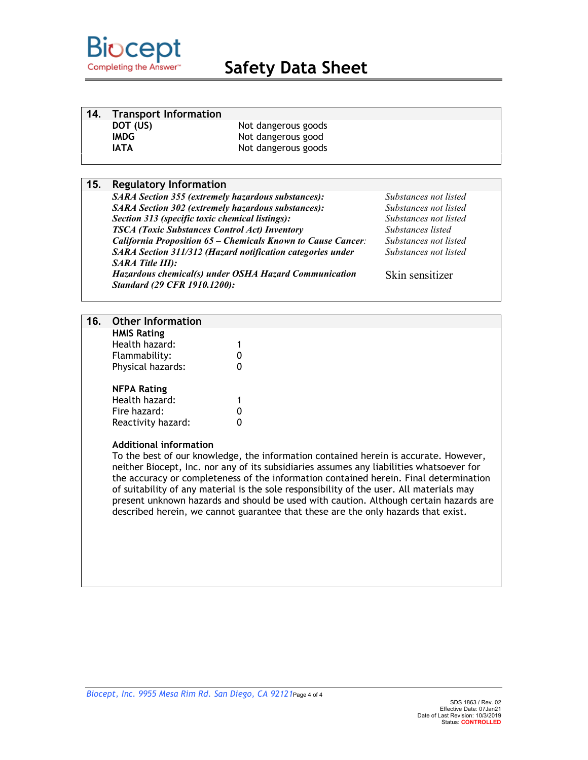## 14. Transport Information

| | |
|---|---|
| **DOT (US)** | Not dangerous goods |
| **IMDG** | Not dangerous good |
| **IATA** | Not dangerous goods |

## 15. Regulatory Information

| | |
|---|---|
| ***SARA Section 355 (extremely hazardous substances):*** | *Substances not listed* |
| ***SARA Section 302 (extremely hazardous substances):*** | *Substances not listed* |
| ***Section 313 (specific toxic chemical listings):*** | *Substances not listed* |
| ***TSCA (Toxic Substances Control Act) Inventory*** | *Substances listed* |
| ***California Proposition 65 – Chemicals Known to Cause Cancer:*** | *Substances not listed* |
| ***SARA Section 311/312 (Hazard notification categories under SARA Title III):*** | *Substances not listed* |
| ***Hazardous chemical(s) under OSHA Hazard Communication Standard (29 CFR 1910.1200):*** | Skin sensitizer |

## 16. Other Information

**HMIS Rating**

| | |
|---|---|
| Health hazard: | 1 |
| Flammability: | 0 |
| Physical hazards: | 0 |

**NFPA Rating**

| | |
|---|---|
| Health hazard: | 1 |
| Fire hazard: | 0 |
| Reactivity hazard: | 0 |

**Additional information**

To the best of our knowledge, the information contained herein is accurate. However, neither Biocept, Inc. nor any of its subsidiaries assumes any liabilities whatsoever for the accuracy or completeness of the information contained herein. Final determination of suitability of any material is the sole responsibility of the user. All materials may present unknown hazards and should be used with caution. Although certain hazards are described herein, we cannot guarantee that these are the only hazards that exist.